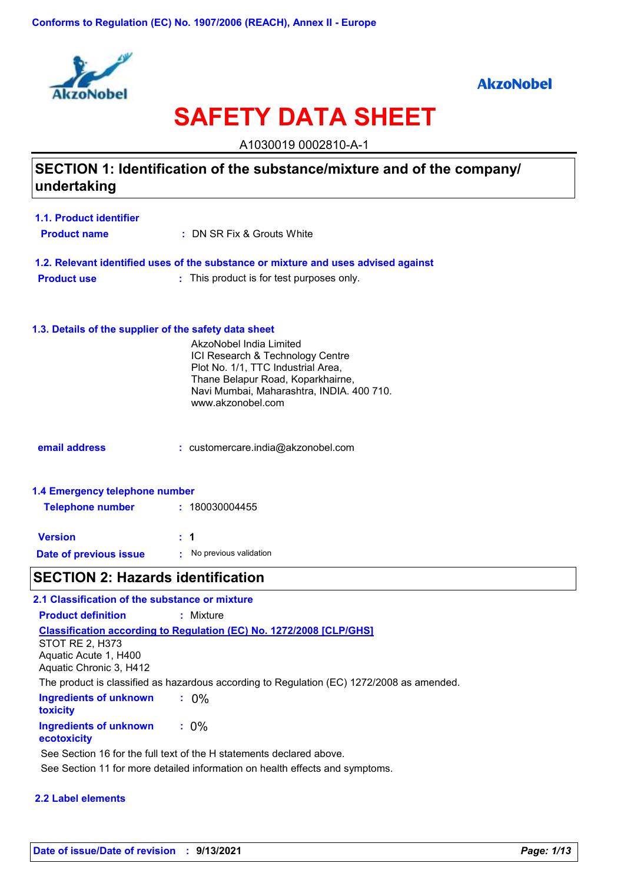Conforms to Regulation (EC) No. 1907/2006 (REACH), Annex II - Europe

AkzoNobel

# SAFETY DATA SHEET

A1030019 0002810-A-1

## SECTION 1: Identification of the substance/mixture and of the company/ undertaking

### 1.1. Product identifier

**Product name** : DN SR Fix & Grouts White

### 1.2. Relevant identified uses of the substance or mixture and uses advised against

**Product use** : This product is for test purposes only.

### 1.3. Details of the supplier of the safety data sheet

AkzoNobel India Limited
ICI Research & Technology Centre
Plot No. 1/1, TTC Industrial Area,
Thane Belapur Road, Koparkhairne,
Navi Mumbai, Maharashtra, INDIA. 400 710.
www.akzonobel.com

**email address** : customercare.india@akzonobel.com

### 1.4 Emergency telephone number

**Telephone number** : 180030004455

**Version** : **1**

**Date of previous issue** : No previous validation

## SECTION 2: Hazards identification

### 2.1 Classification of the substance or mixture

**Product definition** : Mixture

**Classification according to Regulation (EC) No. 1272/2008 [CLP/GHS]**

STOT RE 2, H373
Aquatic Acute 1, H400
Aquatic Chronic 3, H412

The product is classified as hazardous according to Regulation (EC) 1272/2008 as amended.

**Ingredients of unknown toxicity** : 0%

**Ingredients of unknown ecotoxicity** : 0%

See Section 16 for the full text of the H statements declared above.

See Section 11 for more detailed information on health effects and symptoms.

### 2.2 Label elements

**Date of issue/Date of revision** : **9/13/2021**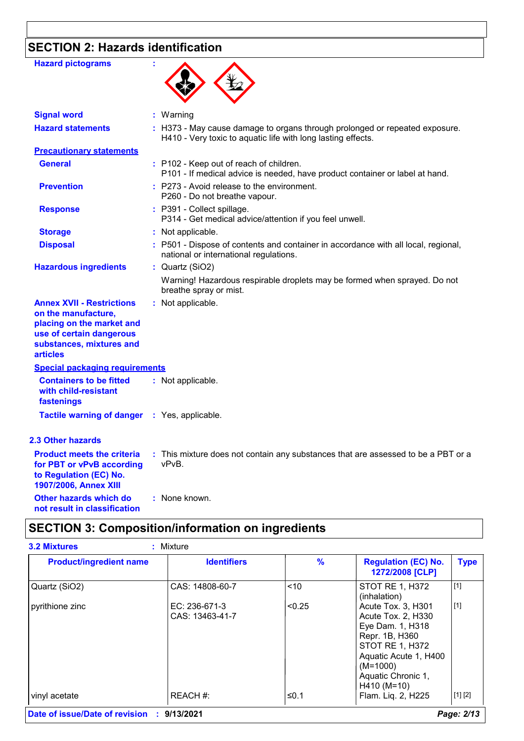## SECTION 2: Hazards identification

**Hazard pictograms** :

**Signal word** : Warning

**Hazard statements** : H373 - May cause damage to organs through prolonged or repeated exposure.
H410 - Very toxic to aquatic life with long lasting effects.

**Precautionary statements**

**General** : P102 - Keep out of reach of children.
P101 - If medical advice is needed, have product container or label at hand.

**Prevention** : P273 - Avoid release to the environment.
P260 - Do not breathe vapour.

**Response** : P391 - Collect spillage.
P314 - Get medical advice/attention if you feel unwell.

**Storage** : Not applicable.

**Disposal** : P501 - Dispose of contents and container in accordance with all local, regional, national or international regulations.

**Hazardous ingredients** : Quartz ($SiO_2$)

Warning! Hazardous respirable droplets may be formed when sprayed. Do not breathe spray or mist.

**Annex XVII - Restrictions on the manufacture, placing on the market and use of certain dangerous substances, mixtures and articles** : Not applicable.

**Special packaging requirements**

**Containers to be fitted with child-resistant fastenings** : Not applicable.

**Tactile warning of danger** : Yes, applicable.

### 2.3 Other hazards

**Product meets the criteria for PBT or vPvB according to Regulation (EC) No. 1907/2006, Annex XIII** : This mixture does not contain any substances that are assessed to be a PBT or a vPvB.

**Other hazards which do not result in classification** : None known.

## SECTION 3: Composition/information on ingredients

**3.2 Mixtures** : Mixture

| Product/ingredient name | Identifiers | % | Regulation (EC) No. 1272/2008 [CLP] | Type |
|---|---|---|---|---|
| Quartz ($SiO_2$) | CAS: 14808-60-7 | <10 | STOT RE 1, H372 (inhalation) | [1] |
| pyrithione zinc | EC: 236-671-3<br>CAS: 13463-41-7 | <0.25 | Acute Tox. 3, H301<br>Acute Tox. 2, H330<br>Eye Dam. 1, H318<br>Repr. 1B, H360<br>STOT RE 1, H372<br>Aquatic Acute 1, H400 (M=1000)<br>Aquatic Chronic 1, H410 (M=10) | [1] |
| vinyl acetate | REACH #: | ≤0.1 | Flam. Liq. 2, H225 | [1] [2] |

**Date of issue/Date of revision** : 9/13/2021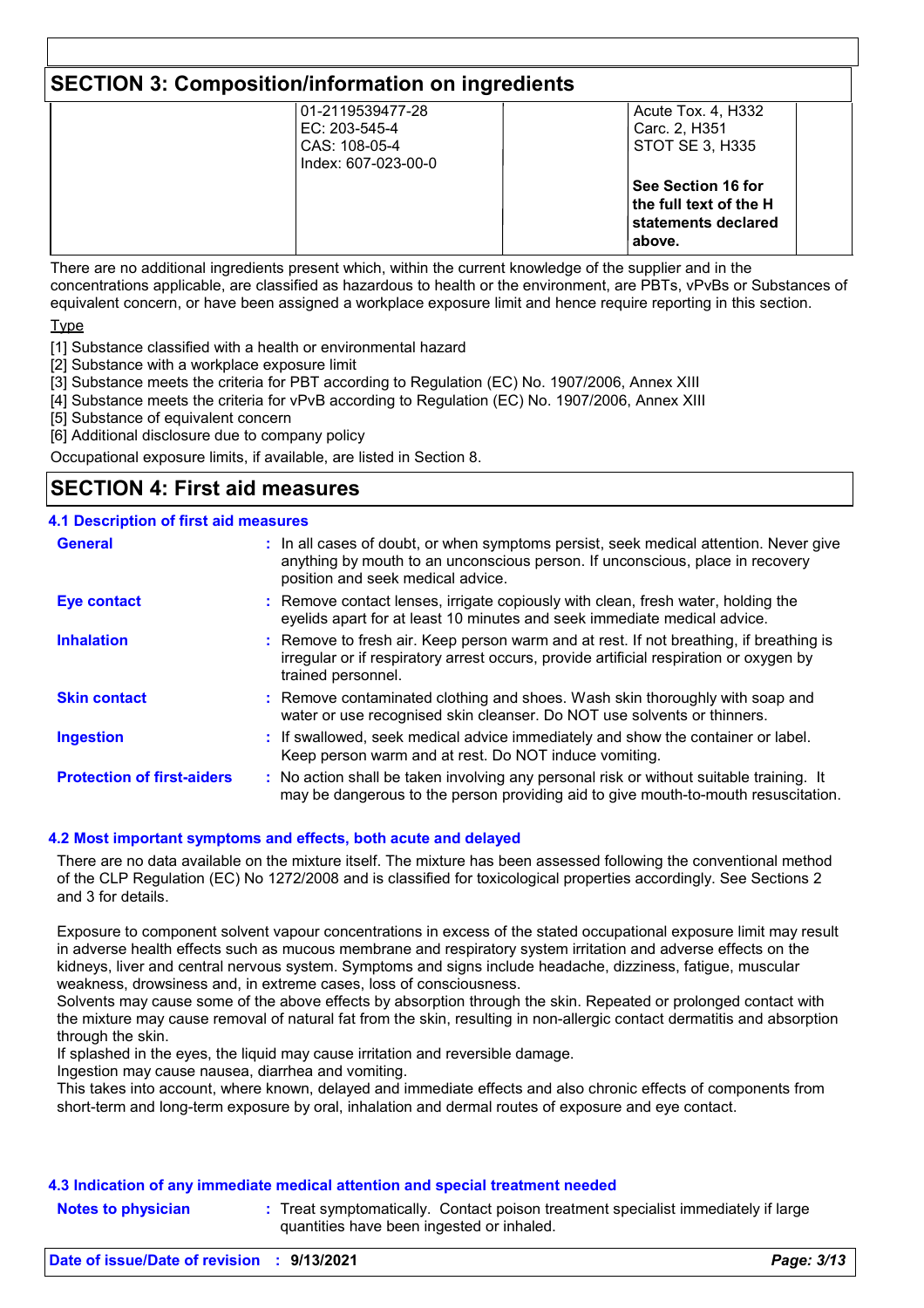## SECTION 3: Composition/information on ingredients

| | | | | |
|---|---|---|---|---|
| | 01-2119539477-28<br>EC: 203-545-4<br>CAS: 108-05-4<br>Index: 607-023-00-0 | | Acute Tox. 4, H332<br>Carc. 2, H351<br>STOT SE 3, H335 | |
| | | | **See Section 16 for the full text of the H statements declared above.** | |

There are no additional ingredients present which, within the current knowledge of the supplier and in the concentrations applicable, are classified as hazardous to health or the environment, are PBTs, vPvBs or Substances of equivalent concern, or have been assigned a workplace exposure limit and hence require reporting in this section.

Type

[1] Substance classified with a health or environmental hazard
[2] Substance with a workplace exposure limit
[3] Substance meets the criteria for PBT according to Regulation (EC) No. 1907/2006, Annex XIII
[4] Substance meets the criteria for vPvB according to Regulation (EC) No. 1907/2006, Annex XIII
[5] Substance of equivalent concern
[6] Additional disclosure due to company policy

Occupational exposure limits, if available, are listed in Section 8.

## SECTION 4: First aid measures

### 4.1 Description of first aid measures

**General** : In all cases of doubt, or when symptoms persist, seek medical attention. Never give anything by mouth to an unconscious person. If unconscious, place in recovery position and seek medical advice.

**Eye contact** : Remove contact lenses, irrigate copiously with clean, fresh water, holding the eyelids apart for at least 10 minutes and seek immediate medical advice.

**Inhalation** : Remove to fresh air. Keep person warm and at rest. If not breathing, if breathing is irregular or if respiratory arrest occurs, provide artificial respiration or oxygen by trained personnel.

**Skin contact** : Remove contaminated clothing and shoes. Wash skin thoroughly with soap and water or use recognised skin cleanser. Do NOT use solvents or thinners.

**Ingestion** : If swallowed, seek medical advice immediately and show the container or label. Keep person warm and at rest. Do NOT induce vomiting.

**Protection of first-aiders** : No action shall be taken involving any personal risk or without suitable training. It may be dangerous to the person providing aid to give mouth-to-mouth resuscitation.

### 4.2 Most important symptoms and effects, both acute and delayed

There are no data available on the mixture itself. The mixture has been assessed following the conventional method of the CLP Regulation (EC) No 1272/2008 and is classified for toxicological properties accordingly. See Sections 2 and 3 for details.

Exposure to component solvent vapour concentrations in excess of the stated occupational exposure limit may result in adverse health effects such as mucous membrane and respiratory system irritation and adverse effects on the kidneys, liver and central nervous system. Symptoms and signs include headache, dizziness, fatigue, muscular weakness, drowsiness and, in extreme cases, loss of consciousness.
Solvents may cause some of the above effects by absorption through the skin. Repeated or prolonged contact with the mixture may cause removal of natural fat from the skin, resulting in non-allergic contact dermatitis and absorption through the skin.
If splashed in the eyes, the liquid may cause irritation and reversible damage.
Ingestion may cause nausea, diarrhea and vomiting.
This takes into account, where known, delayed and immediate effects and also chronic effects of components from short-term and long-term exposure by oral, inhalation and dermal routes of exposure and eye contact.

### 4.3 Indication of any immediate medical attention and special treatment needed

**Notes to physician** : Treat symptomatically. Contact poison treatment specialist immediately if large quantities have been ingested or inhaled.

**Date of issue/Date of revision** : **9/13/2021**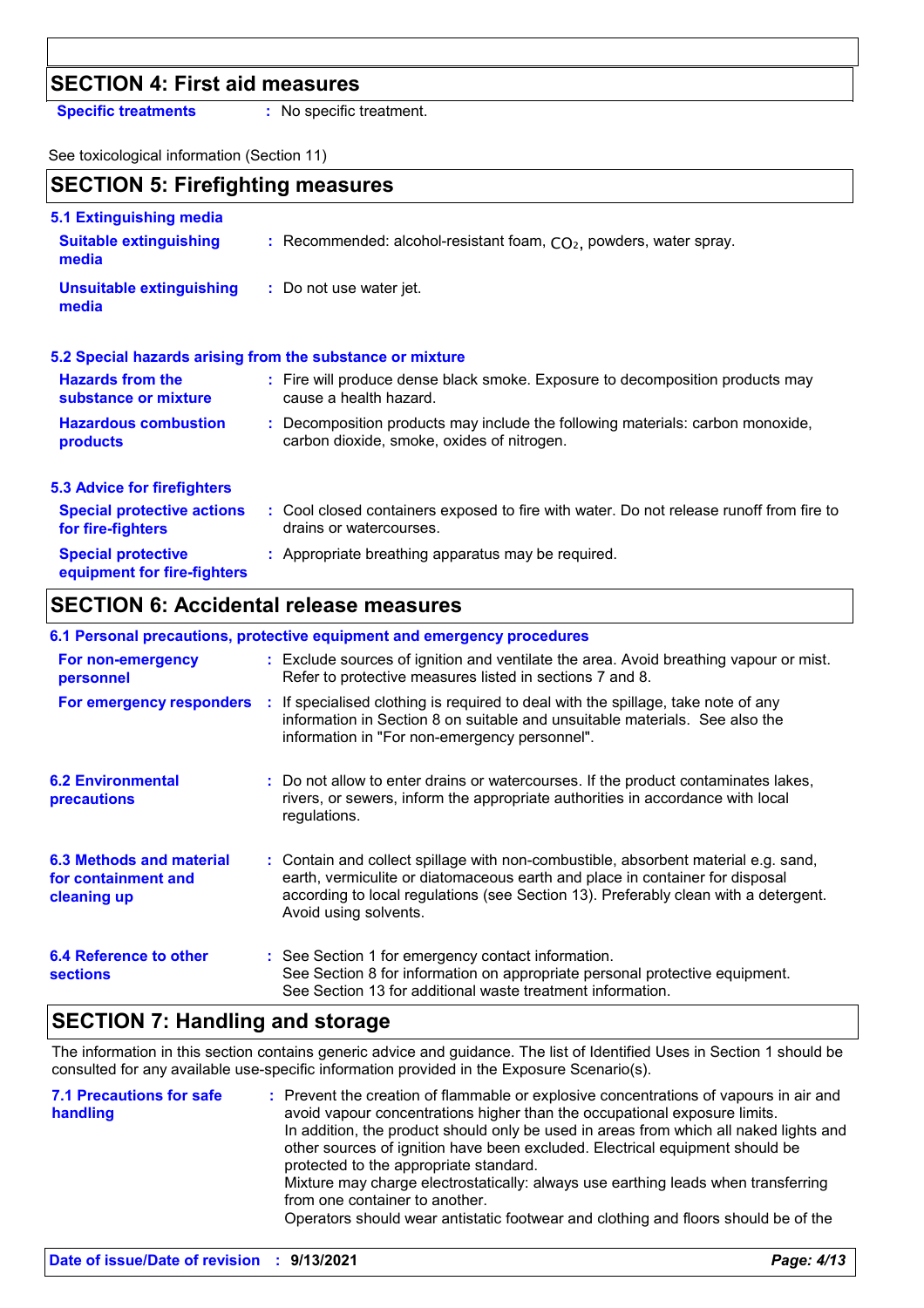## SECTION 4: First aid measures

**Specific treatments** : No specific treatment.

See toxicological information (Section 11)

## SECTION 5: Firefighting measures

### 5.1 Extinguishing media

**Suitable extinguishing media** : Recommended: alcohol-resistant foam, $CO_2$, powders, water spray.

**Unsuitable extinguishing media** : Do not use water jet.

### 5.2 Special hazards arising from the substance or mixture

**Hazards from the substance or mixture** : Fire will produce dense black smoke. Exposure to decomposition products may cause a health hazard.

**Hazardous combustion products** : Decomposition products may include the following materials: carbon monoxide, carbon dioxide, smoke, oxides of nitrogen.

### 5.3 Advice for firefighters

**Special protective actions for fire-fighters** : Cool closed containers exposed to fire with water. Do not release runoff from fire to drains or watercourses.

**Special protective equipment for fire-fighters** : Appropriate breathing apparatus may be required.

## SECTION 6: Accidental release measures

### 6.1 Personal precautions, protective equipment and emergency procedures

**For non-emergency personnel** : Exclude sources of ignition and ventilate the area. Avoid breathing vapour or mist. Refer to protective measures listed in sections 7 and 8.

**For emergency responders** : If specialised clothing is required to deal with the spillage, take note of any information in Section 8 on suitable and unsuitable materials. See also the information in "For non-emergency personnel".

**6.2 Environmental precautions** : Do not allow to enter drains or watercourses. If the product contaminates lakes, rivers, or sewers, inform the appropriate authorities in accordance with local regulations.

**6.3 Methods and material for containment and cleaning up** : Contain and collect spillage with non-combustible, absorbent material e.g. sand, earth, vermiculite or diatomaceous earth and place in container for disposal according to local regulations (see Section 13). Preferably clean with a detergent. Avoid using solvents.

**6.4 Reference to other sections** : See Section 1 for emergency contact information.
See Section 8 for information on appropriate personal protective equipment.
See Section 13 for additional waste treatment information.

## SECTION 7: Handling and storage

The information in this section contains generic advice and guidance. The list of Identified Uses in Section 1 should be consulted for any available use-specific information provided in the Exposure Scenario(s).

**7.1 Precautions for safe handling** : Prevent the creation of flammable or explosive concentrations of vapours in air and avoid vapour concentrations higher than the occupational exposure limits.
In addition, the product should only be used in areas from which all naked lights and other sources of ignition have been excluded. Electrical equipment should be protected to the appropriate standard.
Mixture may charge electrostatically: always use earthing leads when transferring from one container to another.
Operators should wear antistatic footwear and clothing and floors should be of the

**Date of issue/Date of revision** : **9/13/2021**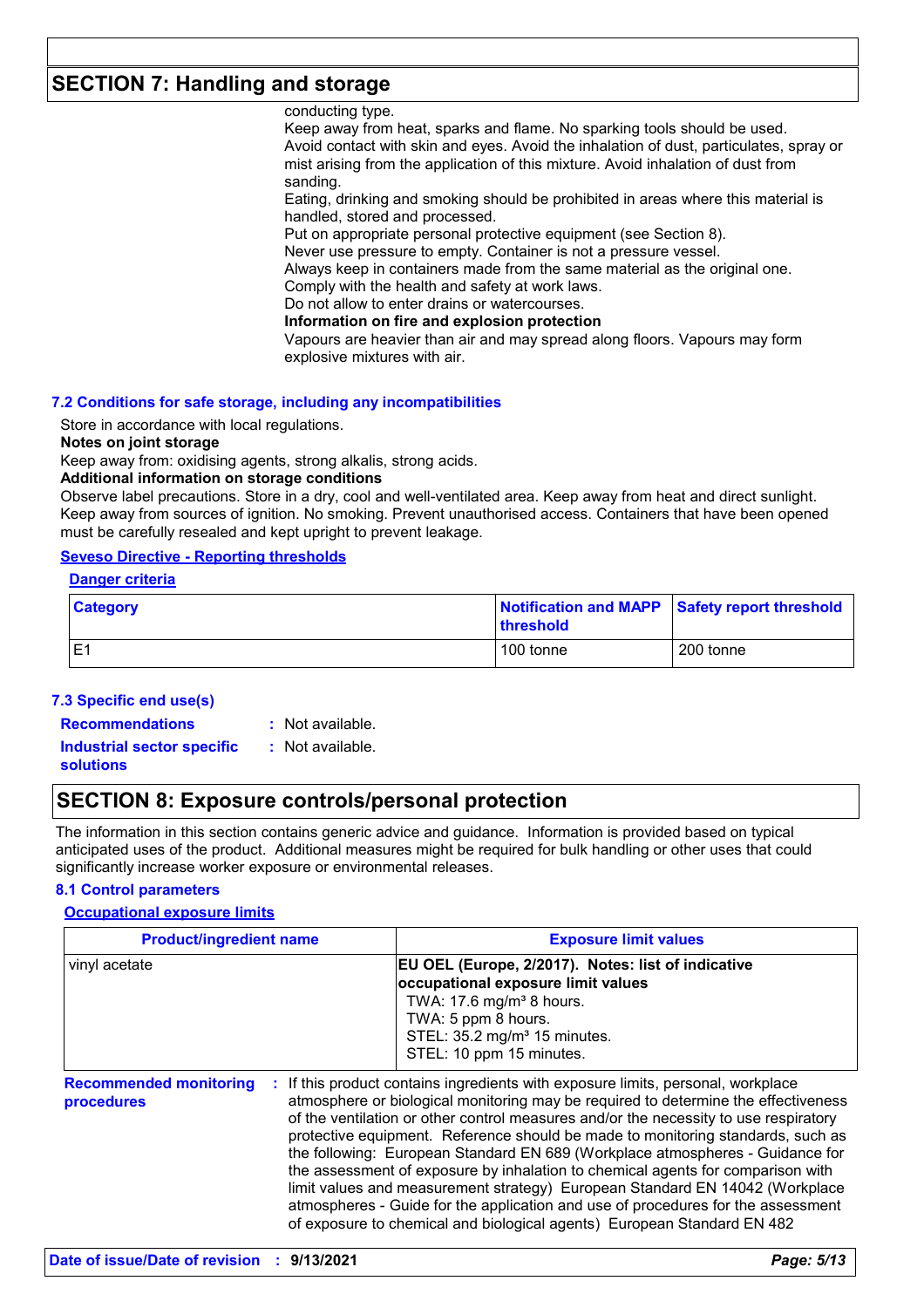## SECTION 7: Handling and storage

conducting type.
Keep away from heat, sparks and flame. No sparking tools should be used.
Avoid contact with skin and eyes. Avoid the inhalation of dust, particulates, spray or mist arising from the application of this mixture. Avoid inhalation of dust from sanding.
Eating, drinking and smoking should be prohibited in areas where this material is handled, stored and processed.
Put on appropriate personal protective equipment (see Section 8).
Never use pressure to empty. Container is not a pressure vessel.
Always keep in containers made from the same material as the original one.
Comply with the health and safety at work laws.
Do not allow to enter drains or watercourses.

**Information on fire and explosion protection**

Vapours are heavier than air and may spread along floors. Vapours may form explosive mixtures with air.

### 7.2 Conditions for safe storage, including any incompatibilities

Store in accordance with local regulations.

**Notes on joint storage**

Keep away from: oxidising agents, strong alkalis, strong acids.

**Additional information on storage conditions**

Observe label precautions. Store in a dry, cool and well-ventilated area. Keep away from heat and direct sunlight. Keep away from sources of ignition. No smoking. Prevent unauthorised access. Containers that have been opened must be carefully resealed and kept upright to prevent leakage.

**Seveso Directive - Reporting thresholds**

**Danger criteria**

| Category | Notification and MAPP threshold | Safety report threshold |
|---|---|---|
| E1 | 100 tonne | 200 tonne |

### 7.3 Specific end use(s)

**Recommendations** : Not available.

**Industrial sector specific solutions** : Not available.

## SECTION 8: Exposure controls/personal protection

The information in this section contains generic advice and guidance. Information is provided based on typical anticipated uses of the product. Additional measures might be required for bulk handling or other uses that could significantly increase worker exposure or environmental releases.

### 8.1 Control parameters

**Occupational exposure limits**

| Product/ingredient name | Exposure limit values |
|---|---|
| vinyl acetate | **EU OEL (Europe, 2/2017). Notes: list of indicative occupational exposure limit values**<br>TWA: 17.6 mg/m³ 8 hours.<br>TWA: 5 ppm 8 hours.<br>STEL: 35.2 mg/m³ 15 minutes.<br>STEL: 10 ppm 15 minutes. |

**Recommended monitoring procedures** : If this product contains ingredients with exposure limits, personal, workplace atmosphere or biological monitoring may be required to determine the effectiveness of the ventilation or other control measures and/or the necessity to use respiratory protective equipment. Reference should be made to monitoring standards, such as the following: European Standard EN 689 (Workplace atmospheres - Guidance for the assessment of exposure by inhalation to chemical agents for comparison with limit values and measurement strategy) European Standard EN 14042 (Workplace atmospheres - Guide for the application and use of procedures for the assessment of exposure to chemical and biological agents) European Standard EN 482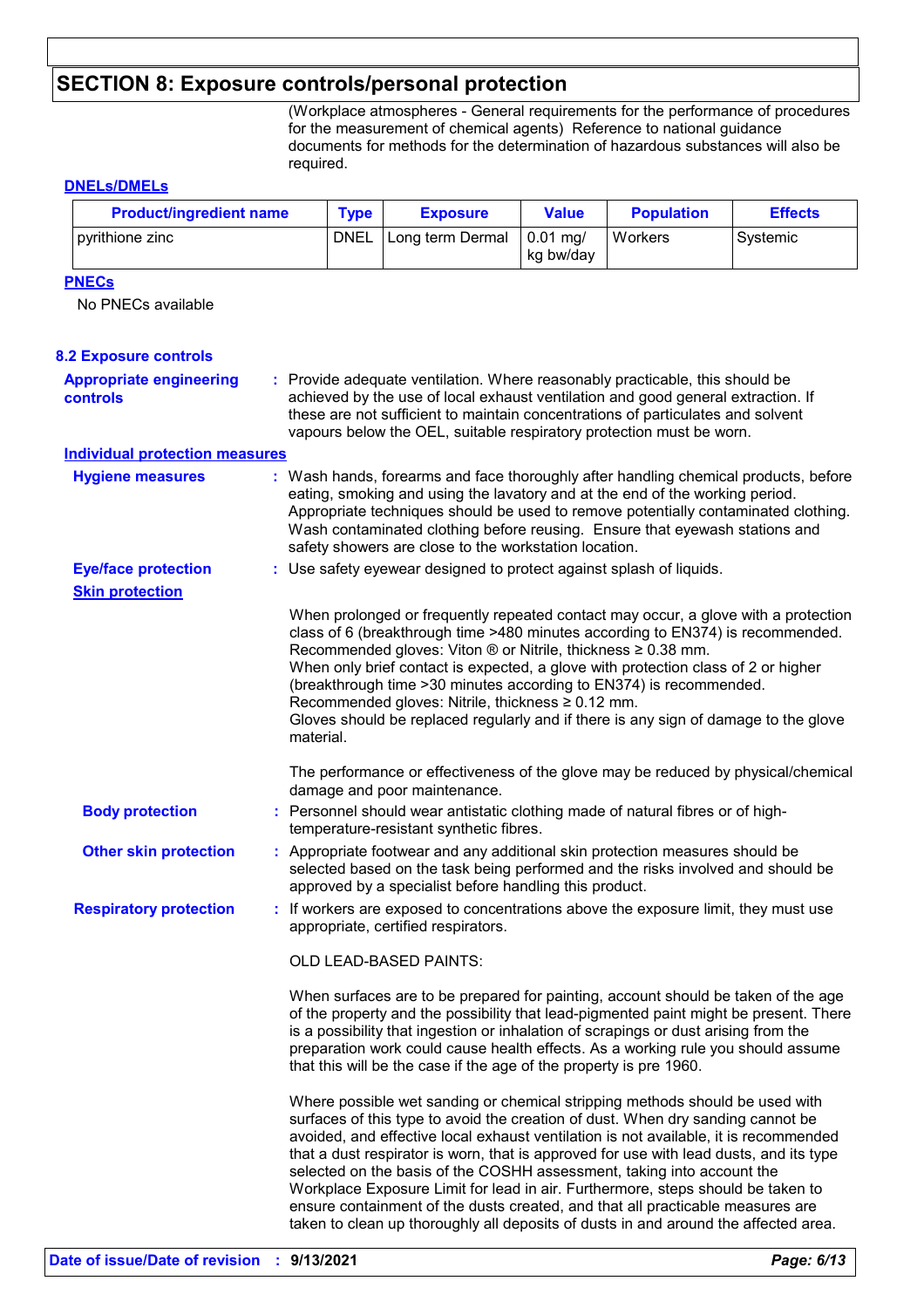## SECTION 8: Exposure controls/personal protection

(Workplace atmospheres - General requirements for the performance of procedures for the measurement of chemical agents) Reference to national guidance documents for methods for the determination of hazardous substances will also be required.

**DNELs/DMELs**

| Product/ingredient name | Type | Exposure | Value | Population | Effects |
|---|---|---|---|---|---|
| pyrithione zinc | DNEL | Long term Dermal | 0.01 mg/ kg bw/day | Workers | Systemic |

**PNECs**

No PNECs available

### 8.2 Exposure controls

**Appropriate engineering controls** : Provide adequate ventilation. Where reasonably practicable, this should be achieved by the use of local exhaust ventilation and good general extraction. If these are not sufficient to maintain concentrations of particulates and solvent vapours below the OEL, suitable respiratory protection must be worn.

**Individual protection measures**

**Hygiene measures** : Wash hands, forearms and face thoroughly after handling chemical products, before eating, smoking and using the lavatory and at the end of the working period. Appropriate techniques should be used to remove potentially contaminated clothing. Wash contaminated clothing before reusing. Ensure that eyewash stations and safety showers are close to the workstation location.

**Eye/face protection** : Use safety eyewear designed to protect against splash of liquids.

**Skin protection**

When prolonged or frequently repeated contact may occur, a glove with a protection class of 6 (breakthrough time >480 minutes according to EN374) is recommended. Recommended gloves: Viton ® or Nitrile, thickness ≥ 0.38 mm.
When only brief contact is expected, a glove with protection class of 2 or higher (breakthrough time >30 minutes according to EN374) is recommended.
Recommended gloves: Nitrile, thickness ≥ 0.12 mm.
Gloves should be replaced regularly and if there is any sign of damage to the glove material.

The performance or effectiveness of the glove may be reduced by physical/chemical damage and poor maintenance.

**Body protection** : Personnel should wear antistatic clothing made of natural fibres or of high-temperature-resistant synthetic fibres.

**Other skin protection** : Appropriate footwear and any additional skin protection measures should be selected based on the task being performed and the risks involved and should be approved by a specialist before handling this product.

**Respiratory protection** : If workers are exposed to concentrations above the exposure limit, they must use appropriate, certified respirators.

OLD LEAD-BASED PAINTS:

When surfaces are to be prepared for painting, account should be taken of the age of the property and the possibility that lead-pigmented paint might be present. There is a possibility that ingestion or inhalation of scrapings or dust arising from the preparation work could cause health effects. As a working rule you should assume that this will be the case if the age of the property is pre 1960.

Where possible wet sanding or chemical stripping methods should be used with surfaces of this type to avoid the creation of dust. When dry sanding cannot be avoided, and effective local exhaust ventilation is not available, it is recommended that a dust respirator is worn, that is approved for use with lead dusts, and its type selected on the basis of the COSHH assessment, taking into account the Workplace Exposure Limit for lead in air. Furthermore, steps should be taken to ensure containment of the dusts created, and that all practicable measures are taken to clean up thoroughly all deposits of dusts in and around the affected area.

**Date of issue/Date of revision** : **9/13/2021**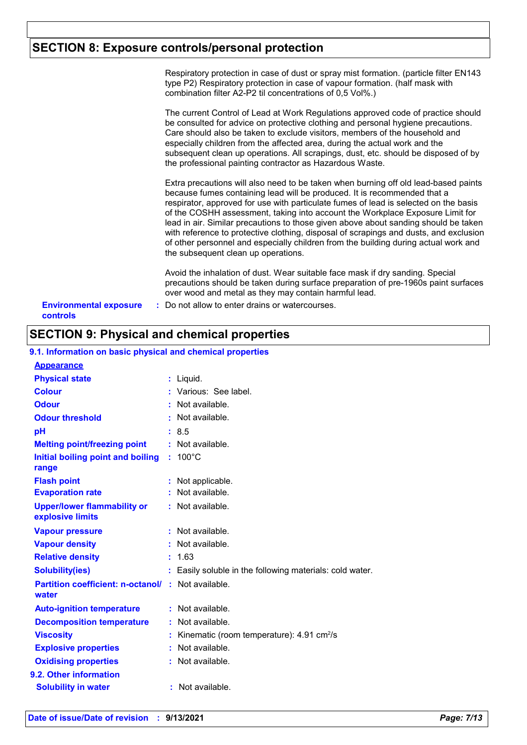## SECTION 8: Exposure controls/personal protection

Respiratory protection in case of dust or spray mist formation. (particle filter EN143 type P2) Respiratory protection in case of vapour formation. (half mask with combination filter A2-P2 til concentrations of 0,5 Vol%.)

The current Control of Lead at Work Regulations approved code of practice should be consulted for advice on protective clothing and personal hygiene precautions. Care should also be taken to exclude visitors, members of the household and especially children from the affected area, during the actual work and the subsequent clean up operations. All scrapings, dust, etc. should be disposed of by the professional painting contractor as Hazardous Waste.

Extra precautions will also need to be taken when burning off old lead-based paints because fumes containing lead will be produced. It is recommended that a respirator, approved for use with particulate fumes of lead is selected on the basis of the COSHH assessment, taking into account the Workplace Exposure Limit for lead in air. Similar precautions to those given above about sanding should be taken with reference to protective clothing, disposal of scrapings and dusts, and exclusion of other personnel and especially children from the building during actual work and the subsequent clean up operations.

Avoid the inhalation of dust. Wear suitable face mask if dry sanding. Special precautions should be taken during surface preparation of pre-1960s paint surfaces over wood and metal as they may contain harmful lead.

**Environmental exposure controls** : Do not allow to enter drains or watercourses.

## SECTION 9: Physical and chemical properties

### 9.1. Information on basic physical and chemical properties

**Appearance**

| Property | Value |
|---|---|
| Physical state | Liquid. |
| Colour | Various: See label. |
| Odour | Not available. |
| Odour threshold | Not available. |
| pH | 8.5 |
| Melting point/freezing point | Not available. |
| Initial boiling point and boiling range | 100°C |
| Flash point | Not applicable. |
| Evaporation rate | Not available. |
| Upper/lower flammability or explosive limits | Not available. |
| Vapour pressure | Not available. |
| Vapour density | Not available. |
| Relative density | 1.63 |
| Solubility(ies) | Easily soluble in the following materials: cold water. |
| Partition coefficient: n-octanol/water | Not available. |
| Auto-ignition temperature | Not available. |
| Decomposition temperature | Not available. |
| Viscosity | Kinematic (room temperature): 4.91 $cm^2/s$ |
| Explosive properties | Not available. |
| Oxidising properties | Not available. |

### 9.2. Other information

| Property | Value |
|---|---|
| Solubility in water | Not available. |

Date of issue/Date of revision : 9/13/2021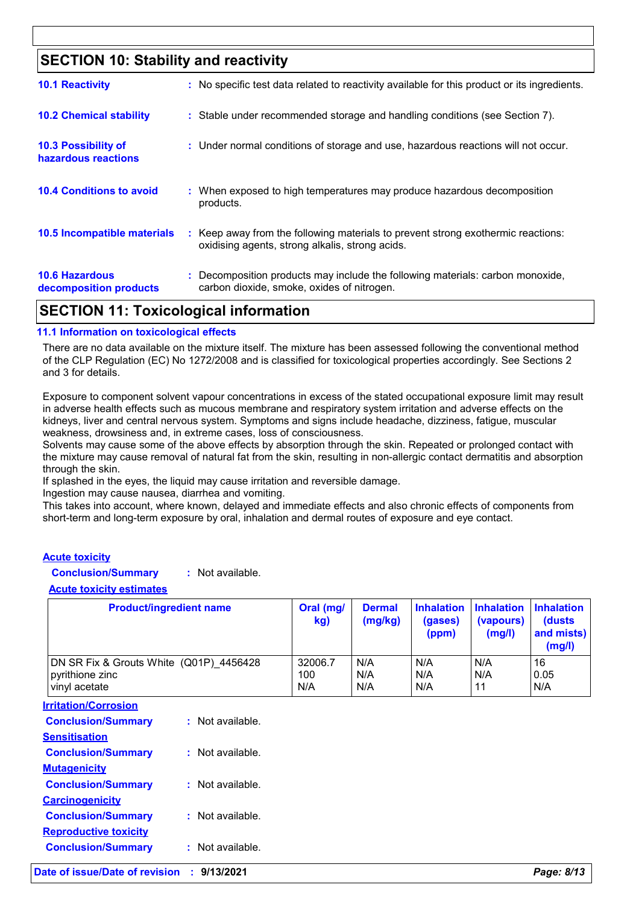## SECTION 10: Stability and reactivity

**10.1 Reactivity** : No specific test data related to reactivity available for this product or its ingredients.

**10.2 Chemical stability** : Stable under recommended storage and handling conditions (see Section 7).

**10.3 Possibility of hazardous reactions** : Under normal conditions of storage and use, hazardous reactions will not occur.

**10.4 Conditions to avoid** : When exposed to high temperatures may produce hazardous decomposition products.

**10.5 Incompatible materials** : Keep away from the following materials to prevent strong exothermic reactions: oxidising agents, strong alkalis, strong acids.

**10.6 Hazardous decomposition products** : Decomposition products may include the following materials: carbon monoxide, carbon dioxide, smoke, oxides of nitrogen.

## SECTION 11: Toxicological information

### 11.1 Information on toxicological effects

There are no data available on the mixture itself. The mixture has been assessed following the conventional method of the CLP Regulation (EC) No 1272/2008 and is classified for toxicological properties accordingly. See Sections 2 and 3 for details.

Exposure to component solvent vapour concentrations in excess of the stated occupational exposure limit may result in adverse health effects such as mucous membrane and respiratory system irritation and adverse effects on the kidneys, liver and central nervous system. Symptoms and signs include headache, dizziness, fatigue, muscular weakness, drowsiness and, in extreme cases, loss of consciousness.
Solvents may cause some of the above effects by absorption through the skin. Repeated or prolonged contact with the mixture may cause removal of natural fat from the skin, resulting in non-allergic contact dermatitis and absorption through the skin.
If splashed in the eyes, the liquid may cause irritation and reversible damage.
Ingestion may cause nausea, diarrhea and vomiting.
This takes into account, where known, delayed and immediate effects and also chronic effects of components from short-term and long-term exposure by oral, inhalation and dermal routes of exposure and eye contact.

**Acute toxicity**

**Conclusion/Summary** : Not available.

**Acute toxicity estimates**

| Product/ingredient name | Oral (mg/kg) | Dermal (mg/kg) | Inhalation (gases) (ppm) | Inhalation (vapours) (mg/l) | Inhalation (dusts and mists) (mg/l) |
|---|---|---|---|---|---|
| DN SR Fix & Grouts White (Q01P)_4456428 | 32006.7 | N/A | N/A | N/A | 16 |
| pyrithione zinc | 100 | N/A | N/A | N/A | 0.05 |
| vinyl acetate | N/A | N/A | N/A | 11 | N/A |

**Irritation/Corrosion**

**Conclusion/Summary** : Not available.

**Sensitisation**

**Conclusion/Summary** : Not available.

**Mutagenicity**

**Conclusion/Summary** : Not available.

**Carcinogenicity**

**Conclusion/Summary** : Not available.

**Reproductive toxicity**

**Conclusion/Summary** : Not available.

**Date of issue/Date of revision** : 9/13/2021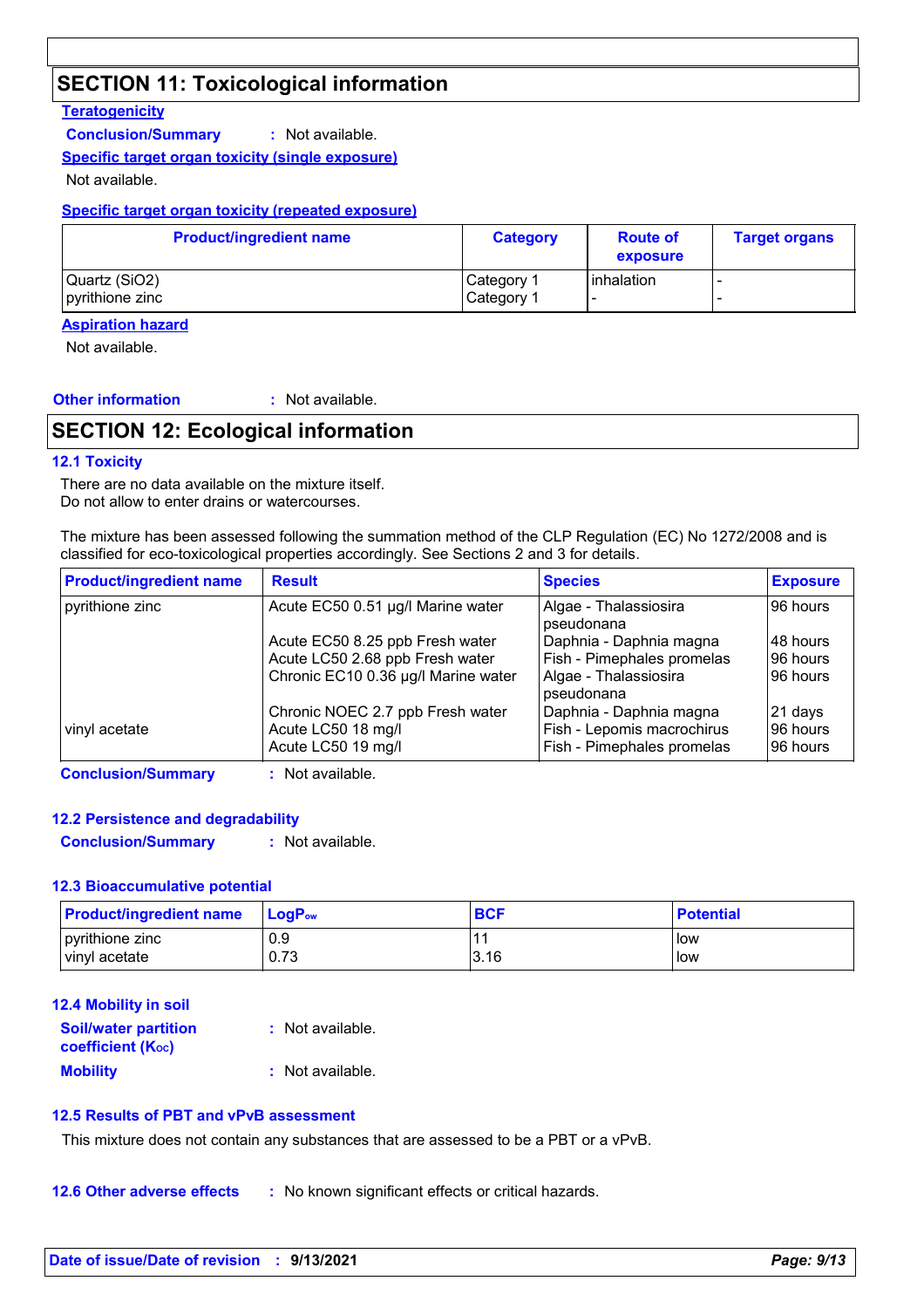## SECTION 11: Toxicological information

**Teratogenicity**

**Conclusion/Summary** : Not available.

**Specific target organ toxicity (single exposure)**

Not available.

**Specific target organ toxicity (repeated exposure)**

| Product/ingredient name | Category | Route of exposure | Target organs |
|---|---|---|---|
| Quartz ($SiO_2$) | Category 1 | inhalation | - |
| pyrithione zinc | Category 1 | - | - |

**Aspiration hazard**

Not available.

**Other information** : Not available.

## SECTION 12: Ecological information

### 12.1 Toxicity

There are no data available on the mixture itself.
Do not allow to enter drains or watercourses.

The mixture has been assessed following the summation method of the CLP Regulation (EC) No 1272/2008 and is classified for eco-toxicological properties accordingly. See Sections 2 and 3 for details.

| Product/ingredient name | Result | Species | Exposure |
|---|---|---|---|
| pyrithione zinc | Acute EC50 0.51 µg/l Marine water | Algae - Thalassiosira pseudonana | 96 hours |
| | Acute EC50 8.25 ppb Fresh water | Daphnia - Daphnia magna | 48 hours |
| | Acute LC50 2.68 ppb Fresh water | Fish - Pimephales promelas | 96 hours |
| | Chronic EC10 0.36 µg/l Marine water | Algae - Thalassiosira pseudonana | 96 hours |
| | Chronic NOEC 2.7 ppb Fresh water | Daphnia - Daphnia magna | 21 days |
| vinyl acetate | Acute LC50 18 mg/l | Fish - Lepomis macrochirus | 96 hours |
| | Acute LC50 19 mg/l | Fish - Pimephales promelas | 96 hours |

**Conclusion/Summary** : Not available.

### 12.2 Persistence and degradability

**Conclusion/Summary** : Not available.

### 12.3 Bioaccumulative potential

| Product/ingredient name | $LogP_{ow}$ | BCF | Potential |
|---|---|---|---|
| pyrithione zinc | 0.9 | 11 | low |
| vinyl acetate | 0.73 | 3.16 | low |

### 12.4 Mobility in soil

**Soil/water partition coefficient ($K_{OC}$)** : Not available.

**Mobility** : Not available.

### 12.5 Results of PBT and vPvB assessment

This mixture does not contain any substances that are assessed to be a PBT or a vPvB.

**12.6 Other adverse effects** : No known significant effects or critical hazards.

**Date of issue/Date of revision** : **9/13/2021**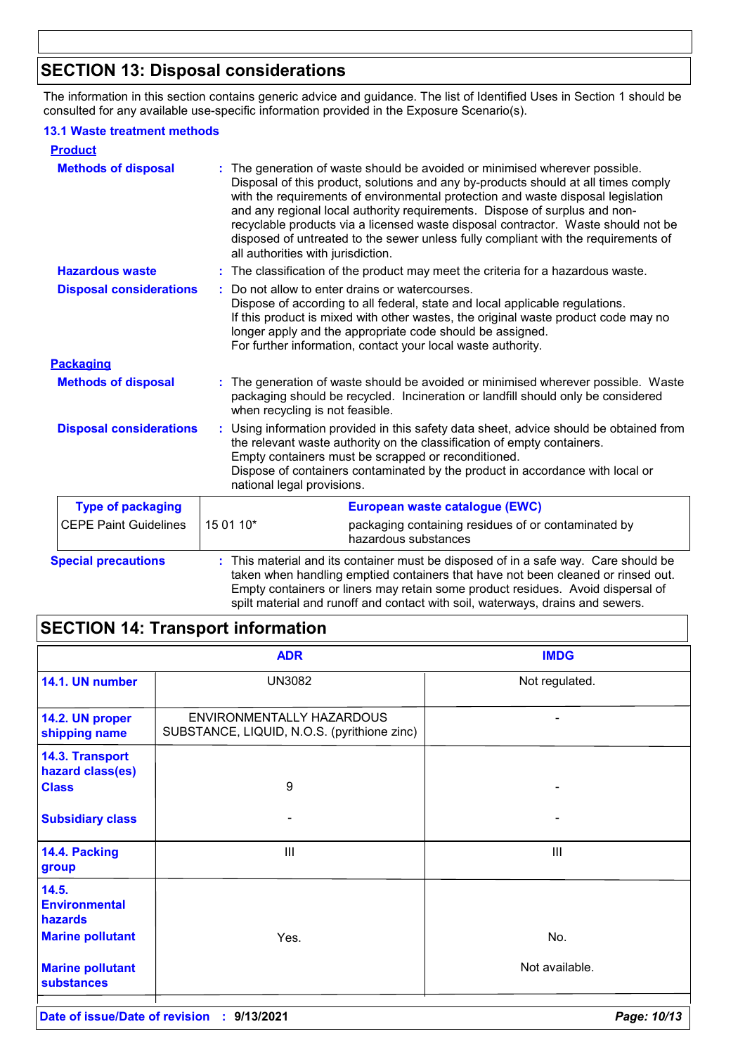## SECTION 13: Disposal considerations

The information in this section contains generic advice and guidance. The list of Identified Uses in Section 1 should be consulted for any available use-specific information provided in the Exposure Scenario(s).

### 13.1 Waste treatment methods

**Product**

**Methods of disposal** : The generation of waste should be avoided or minimised wherever possible. Disposal of this product, solutions and any by-products should at all times comply with the requirements of environmental protection and waste disposal legislation and any regional local authority requirements. Dispose of surplus and non-recyclable products via a licensed waste disposal contractor. Waste should not be disposed of untreated to the sewer unless fully compliant with the requirements of all authorities with jurisdiction.

**Hazardous waste** : The classification of the product may meet the criteria for a hazardous waste.

**Disposal considerations** : Do not allow to enter drains or watercourses.
Dispose of according to all federal, state and local applicable regulations.
If this product is mixed with other wastes, the original waste product code may no longer apply and the appropriate code should be assigned.
For further information, contact your local waste authority.

**Packaging**

**Methods of disposal** : The generation of waste should be avoided or minimised wherever possible. Waste packaging should be recycled. Incineration or landfill should only be considered when recycling is not feasible.

**Disposal considerations** : Using information provided in this safety data sheet, advice should be obtained from the relevant waste authority on the classification of empty containers.
Empty containers must be scrapped or reconditioned.
Dispose of containers contaminated by the product in accordance with local or national legal provisions.

| Type of packaging | European waste catalogue (EWC) | |
|---|---|---|
| CEPE Paint Guidelines | 15 01 10* | packaging containing residues of or contaminated by hazardous substances |

**Special precautions** : This material and its container must be disposed of in a safe way. Care should be taken when handling emptied containers that have not been cleaned or rinsed out. Empty containers or liners may retain some product residues. Avoid dispersal of spilt material and runoff and contact with soil, waterways, drains and sewers.

## SECTION 14: Transport information

| | ADR | IMDG |
|---|---|---|
| **14.1. UN number** | UN3082 | Not regulated. |
| **14.2. UN proper shipping name** | ENVIRONMENTALLY HAZARDOUS SUBSTANCE, LIQUID, N.O.S. (pyrithione zinc) | - |
| **14.3. Transport hazard class(es)** **Class** | 9 | - |
| **Subsidiary class** | - | - |
| **14.4. Packing group** | III | III |
| **14.5. Environmental hazards** **Marine pollutant** | Yes. | No. |
| **Marine pollutant substances** | | Not available. |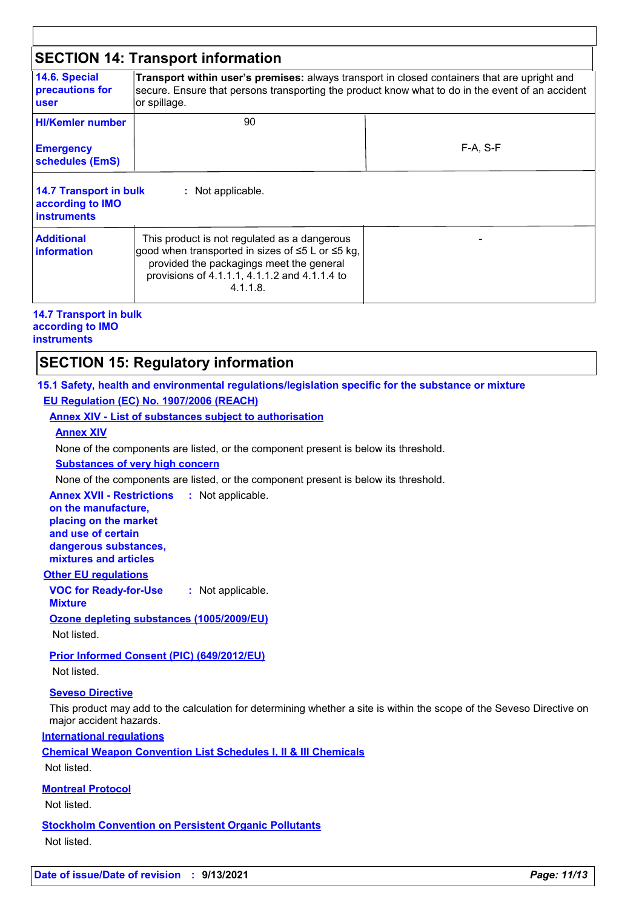## SECTION 14: Transport information

| | | |
|---|---|---|
| **14.6. Special precautions for user** | **Transport within user's premises:** always transport in closed containers that are upright and secure. Ensure that persons transporting the product know what to do in the event of an accident or spillage. | |
| **HI/Kemler number** | 90 | |
| **Emergency schedules (EmS)** | | F-A, S-F |
| **14.7 Transport in bulk according to IMO instruments** | : Not applicable. | |
| **Additional information** | This product is not regulated as a dangerous good when transported in sizes of ≤5 L or ≤5 kg, provided the packagings meet the general provisions of 4.1.1.1, 4.1.1.2 and 4.1.1.4 to 4.1.1.8. | - |

**14.7 Transport in bulk according to IMO instruments**

## SECTION 15: Regulatory information

**15.1 Safety, health and environmental regulations/legislation specific for the substance or mixture**

**EU Regulation (EC) No. 1907/2006 (REACH)**

**Annex XIV - List of substances subject to authorisation**

**Annex XIV**

None of the components are listed, or the component present is below its threshold.

**Substances of very high concern**

None of the components are listed, or the component present is below its threshold.

**Annex XVII - Restrictions on the manufacture, placing on the market and use of certain dangerous substances, mixtures and articles** : Not applicable.

**Other EU regulations**

**VOC for Ready-for-Use Mixture** : Not applicable.

**Ozone depleting substances (1005/2009/EU)**

Not listed.

**Prior Informed Consent (PIC) (649/2012/EU)**

Not listed.

**Seveso Directive**

This product may add to the calculation for determining whether a site is within the scope of the Seveso Directive on major accident hazards.

**International regulations**

**Chemical Weapon Convention List Schedules I, II & III Chemicals**

Not listed.

**Montreal Protocol**

Not listed.

**Stockholm Convention on Persistent Organic Pollutants**

Not listed.

**Date of issue/Date of revision** : **9/13/2021**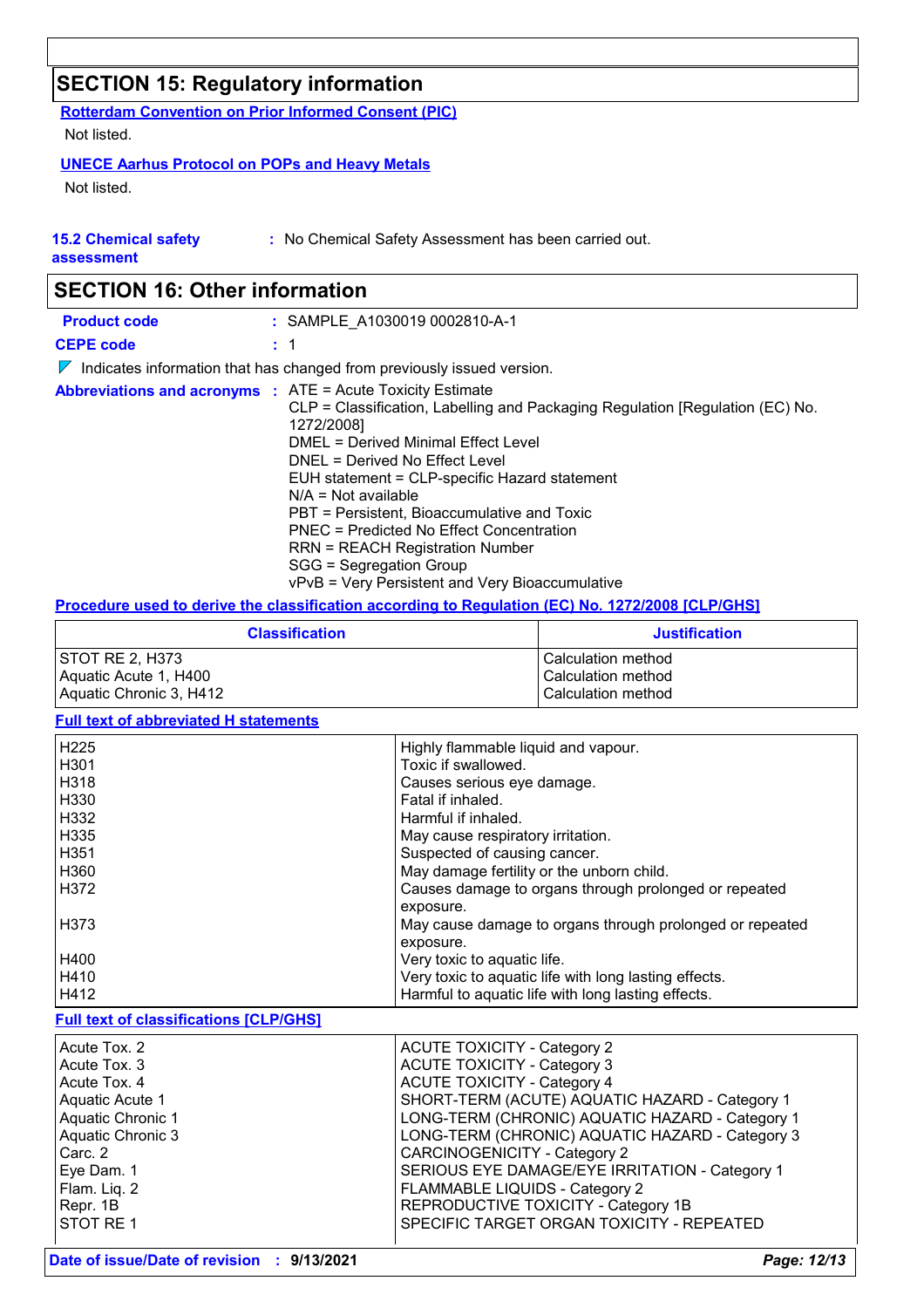## SECTION 15: Regulatory information

**Rotterdam Convention on Prior Informed Consent (PIC)**

Not listed.

**UNECE Aarhus Protocol on POPs and Heavy Metals**

Not listed.

**15.2 Chemical safety assessment** : No Chemical Safety Assessment has been carried out.

## SECTION 16: Other information

**Product code** : SAMPLE_A1030019 0002810-A-1

**CEPE code** : 1

Indicates information that has changed from previously issued version.

**Abbreviations and acronyms** :
ATE = Acute Toxicity Estimate
CLP = Classification, Labelling and Packaging Regulation [Regulation (EC) No. 1272/2008]
DMEL = Derived Minimal Effect Level
DNEL = Derived No Effect Level
EUH statement = CLP-specific Hazard statement
N/A = Not available
PBT = Persistent, Bioaccumulative and Toxic
PNEC = Predicted No Effect Concentration
RRN = REACH Registration Number
SGG = Segregation Group
vPvB = Very Persistent and Very Bioaccumulative

**Procedure used to derive the classification according to Regulation (EC) No. 1272/2008 [CLP/GHS]**

| Classification | Justification |
|---|---|
| STOT RE 2, H373 | Calculation method |
| Aquatic Acute 1, H400 | Calculation method |
| Aquatic Chronic 3, H412 | Calculation method |

**Full text of abbreviated H statements**

| | |
|---|---|
| H225 | Highly flammable liquid and vapour. |
| H301 | Toxic if swallowed. |
| H318 | Causes serious eye damage. |
| H330 | Fatal if inhaled. |
| H332 | Harmful if inhaled. |
| H335 | May cause respiratory irritation. |
| H351 | Suspected of causing cancer. |
| H360 | May damage fertility or the unborn child. |
| H372 | Causes damage to organs through prolonged or repeated exposure. |
| H373 | May cause damage to organs through prolonged or repeated exposure. |
| H400 | Very toxic to aquatic life. |
| H410 | Very toxic to aquatic life with long lasting effects. |
| H412 | Harmful to aquatic life with long lasting effects. |

**Full text of classifications [CLP/GHS]**

| | |
|---|---|
| Acute Tox. 2 | ACUTE TOXICITY - Category 2 |
| Acute Tox. 3 | ACUTE TOXICITY - Category 3 |
| Acute Tox. 4 | ACUTE TOXICITY - Category 4 |
| Aquatic Acute 1 | SHORT-TERM (ACUTE) AQUATIC HAZARD - Category 1 |
| Aquatic Chronic 1 | LONG-TERM (CHRONIC) AQUATIC HAZARD - Category 1 |
| Aquatic Chronic 3 | LONG-TERM (CHRONIC) AQUATIC HAZARD - Category 3 |
| Carc. 2 | CARCINOGENICITY - Category 2 |
| Eye Dam. 1 | SERIOUS EYE DAMAGE/EYE IRRITATION - Category 1 |
| Flam. Liq. 2 | FLAMMABLE LIQUIDS - Category 2 |
| Repr. 1B | REPRODUCTIVE TOXICITY - Category 1B |
| STOT RE 1 | SPECIFIC TARGET ORGAN TOXICITY - REPEATED |

**Date of issue/Date of revision** : **9/13/2021**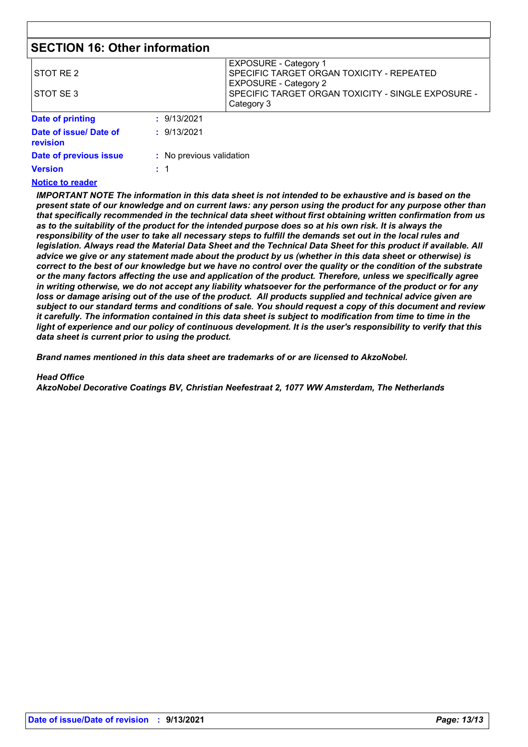## SECTION 16: Other information

| | |
|---|---|
| | EXPOSURE - Category 1 |
| STOT RE 2 | SPECIFIC TARGET ORGAN TOXICITY - REPEATED EXPOSURE - Category 2 |
| STOT SE 3 | SPECIFIC TARGET ORGAN TOXICITY - SINGLE EXPOSURE - Category 3 |

**Date of printing** : 9/13/2021

**Date of issue/ Date of revision** : 9/13/2021

**Date of previous issue** : No previous validation

**Version** : 1

**Notice to reader**

***IMPORTANT NOTE The information in this data sheet is not intended to be exhaustive and is based on the present state of our knowledge and on current laws: any person using the product for any purpose other than that specifically recommended in the technical data sheet without first obtaining written confirmation from us as to the suitability of the product for the intended purpose does so at his own risk. It is always the responsibility of the user to take all necessary steps to fulfill the demands set out in the local rules and legislation. Always read the Material Data Sheet and the Technical Data Sheet for this product if available. All advice we give or any statement made about the product by us (whether in this data sheet or otherwise) is correct to the best of our knowledge but we have no control over the quality or the condition of the substrate or the many factors affecting the use and application of the product. Therefore, unless we specifically agree in writing otherwise, we do not accept any liability whatsoever for the performance of the product or for any loss or damage arising out of the use of the product. All products supplied and technical advice given are subject to our standard terms and conditions of sale. You should request a copy of this document and review it carefully. The information contained in this data sheet is subject to modification from time to time in the light of experience and our policy of continuous development. It is the user's responsibility to verify that this data sheet is current prior to using the product.***

***Brand names mentioned in this data sheet are trademarks of or are licensed to AkzoNobel.***

***Head Office***
***AkzoNobel Decorative Coatings BV, Christian Neefestraat 2, 1077 WW Amsterdam, The Netherlands***